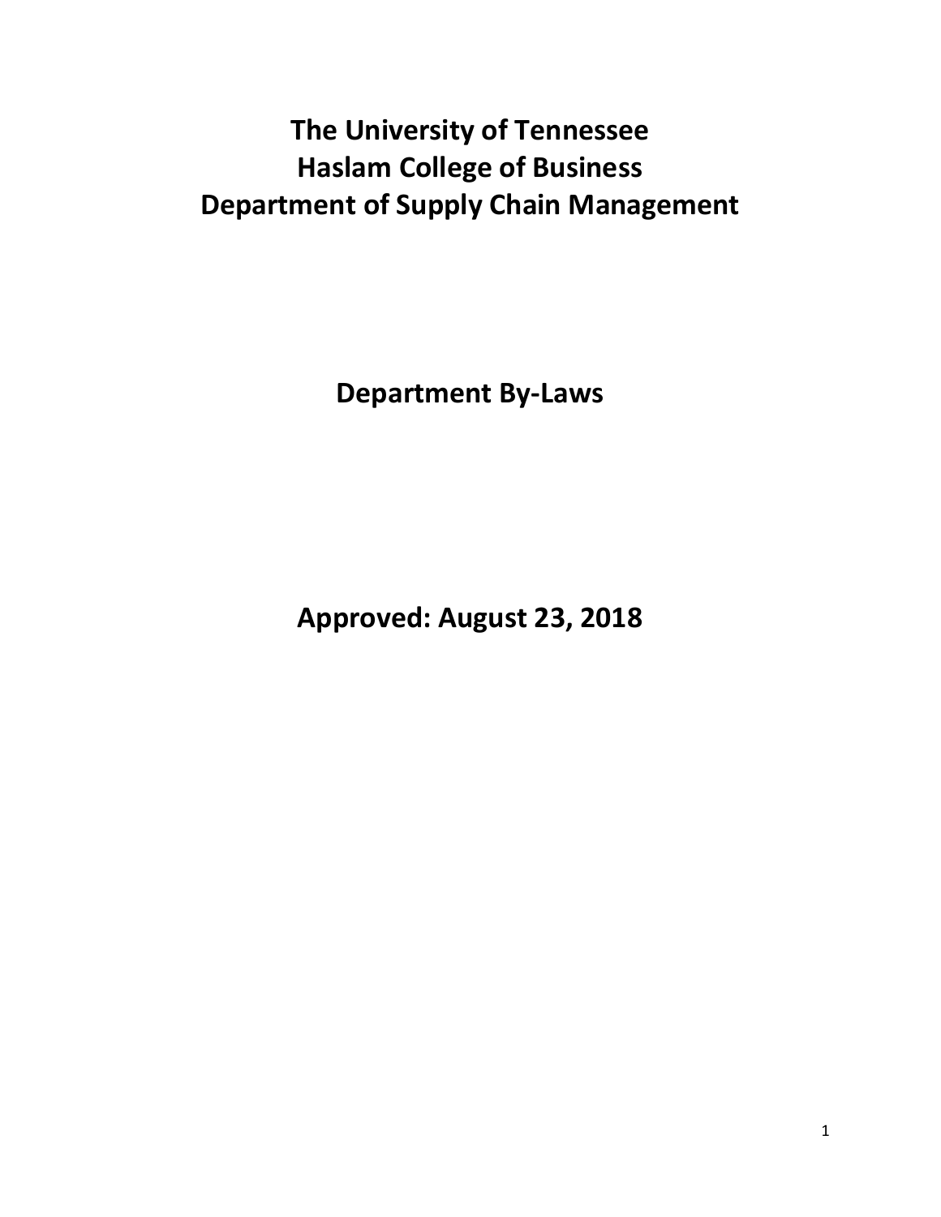# The University of Tennessee
# Haslam College of Business
# Department of Supply Chain Management

## Department By-Laws

## Approved: August 23, 2018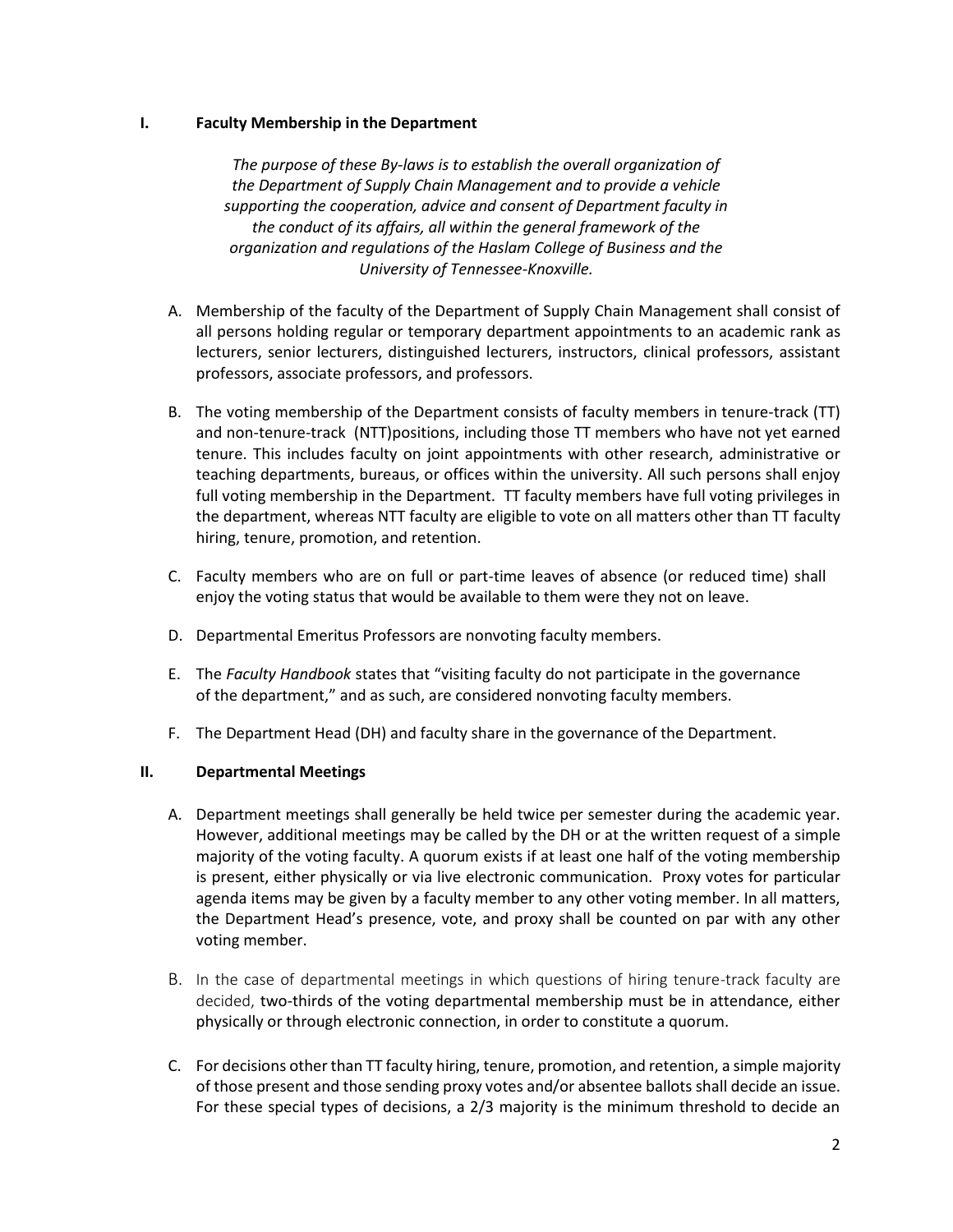## I. Faculty Membership in the Department

*The purpose of these By-laws is to establish the overall organization of the Department of Supply Chain Management and to provide a vehicle supporting the cooperation, advice and consent of Department faculty in the conduct of its affairs, all within the general framework of the organization and regulations of the Haslam College of Business and the University of Tennessee-Knoxville.*

A. Membership of the faculty of the Department of Supply Chain Management shall consist of all persons holding regular or temporary department appointments to an academic rank as lecturers, senior lecturers, distinguished lecturers, instructors, clinical professors, assistant professors, associate professors, and professors.

B. The voting membership of the Department consists of faculty members in tenure-track (TT) and non-tenure-track (NTT)positions, including those TT members who have not yet earned tenure. This includes faculty on joint appointments with other research, administrative or teaching departments, bureaus, or offices within the university. All such persons shall enjoy full voting membership in the Department. TT faculty members have full voting privileges in the department, whereas NTT faculty are eligible to vote on all matters other than TT faculty hiring, tenure, promotion, and retention.

C. Faculty members who are on full or part-time leaves of absence (or reduced time) shall enjoy the voting status that would be available to them were they not on leave.

D. Departmental Emeritus Professors are nonvoting faculty members.

E. The *Faculty Handbook* states that "visiting faculty do not participate in the governance of the department," and as such, are considered nonvoting faculty members.

F. The Department Head (DH) and faculty share in the governance of the Department.

## II. Departmental Meetings

A. Department meetings shall generally be held twice per semester during the academic year. However, additional meetings may be called by the DH or at the written request of a simple majority of the voting faculty. A quorum exists if at least one half of the voting membership is present, either physically or via live electronic communication. Proxy votes for particular agenda items may be given by a faculty member to any other voting member. In all matters, the Department Head's presence, vote, and proxy shall be counted on par with any other voting member.

B. In the case of departmental meetings in which questions of hiring tenure-track faculty are decided, two-thirds of the voting departmental membership must be in attendance, either physically or through electronic connection, in order to constitute a quorum.

C. For decisions other than TT faculty hiring, tenure, promotion, and retention, a simple majority of those present and those sending proxy votes and/or absentee ballots shall decide an issue. For these special types of decisions, a 2/3 majority is the minimum threshold to decide an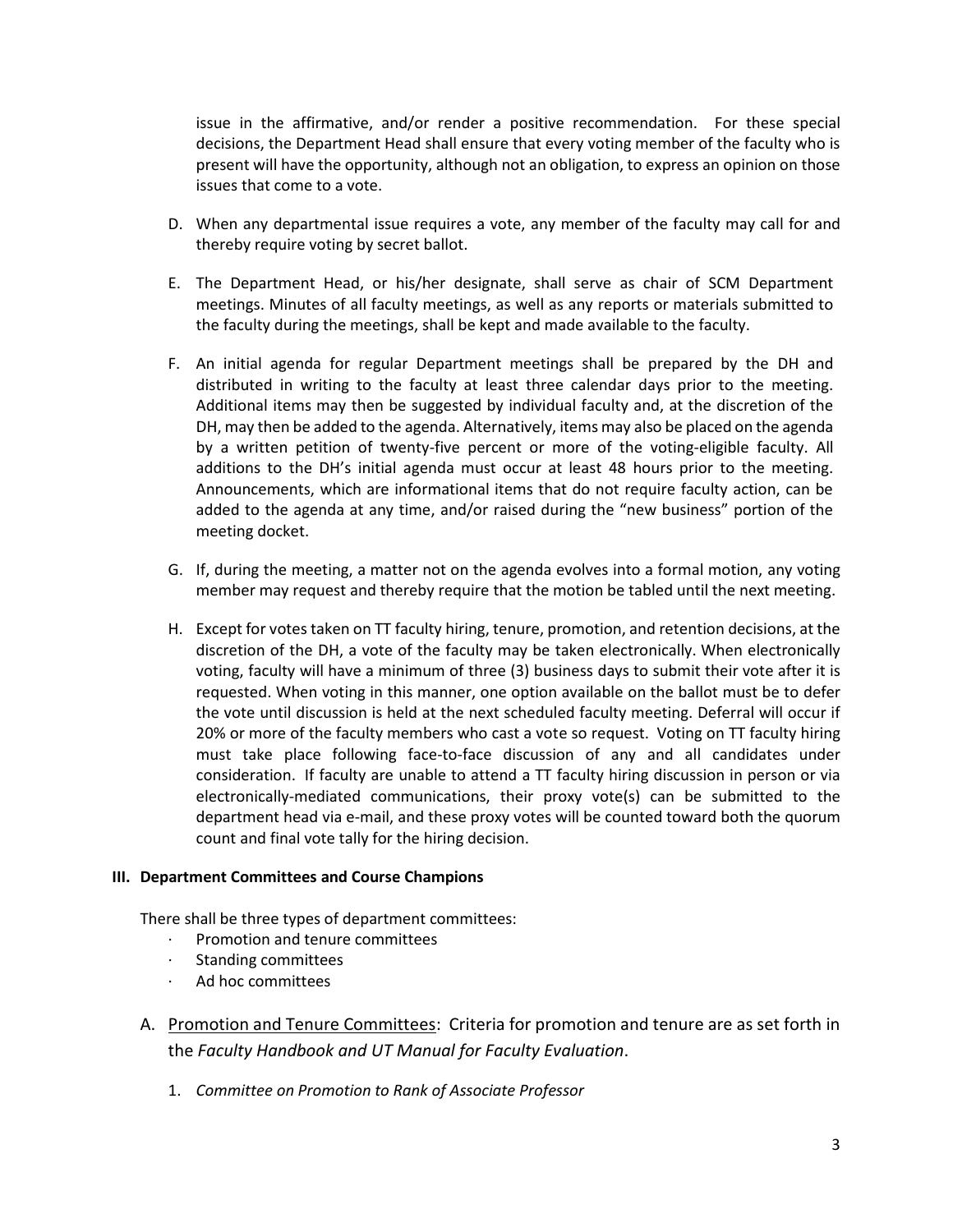issue in the affirmative, and/or render a positive recommendation. For these special decisions, the Department Head shall ensure that every voting member of the faculty who is present will have the opportunity, although not an obligation, to express an opinion on those issues that come to a vote.

D. When any departmental issue requires a vote, any member of the faculty may call for and thereby require voting by secret ballot.

E. The Department Head, or his/her designate, shall serve as chair of SCM Department meetings. Minutes of all faculty meetings, as well as any reports or materials submitted to the faculty during the meetings, shall be kept and made available to the faculty.

F. An initial agenda for regular Department meetings shall be prepared by the DH and distributed in writing to the faculty at least three calendar days prior to the meeting. Additional items may then be suggested by individual faculty and, at the discretion of the DH, may then be added to the agenda. Alternatively, items may also be placed on the agenda by a written petition of twenty-five percent or more of the voting-eligible faculty. All additions to the DH's initial agenda must occur at least 48 hours prior to the meeting. Announcements, which are informational items that do not require faculty action, can be added to the agenda at any time, and/or raised during the "new business" portion of the meeting docket.

G. If, during the meeting, a matter not on the agenda evolves into a formal motion, any voting member may request and thereby require that the motion be tabled until the next meeting.

H. Except for votes taken on TT faculty hiring, tenure, promotion, and retention decisions, at the discretion of the DH, a vote of the faculty may be taken electronically. When electronically voting, faculty will have a minimum of three (3) business days to submit their vote after it is requested. When voting in this manner, one option available on the ballot must be to defer the vote until discussion is held at the next scheduled faculty meeting. Deferral will occur if 20% or more of the faculty members who cast a vote so request. Voting on TT faculty hiring must take place following face-to-face discussion of any and all candidates under consideration. If faculty are unable to attend a TT faculty hiring discussion in person or via electronically-mediated communications, their proxy vote(s) can be submitted to the department head via e-mail, and these proxy votes will be counted toward both the quorum count and final vote tally for the hiring decision.

## III. Department Committees and Course Champions

There shall be three types of department committees:

- Promotion and tenure committees
- Standing committees
- Ad hoc committees

A. Promotion and Tenure Committees: Criteria for promotion and tenure are as set forth in the *Faculty Handbook and UT Manual for Faculty Evaluation*.

1. *Committee on Promotion to Rank of Associate Professor*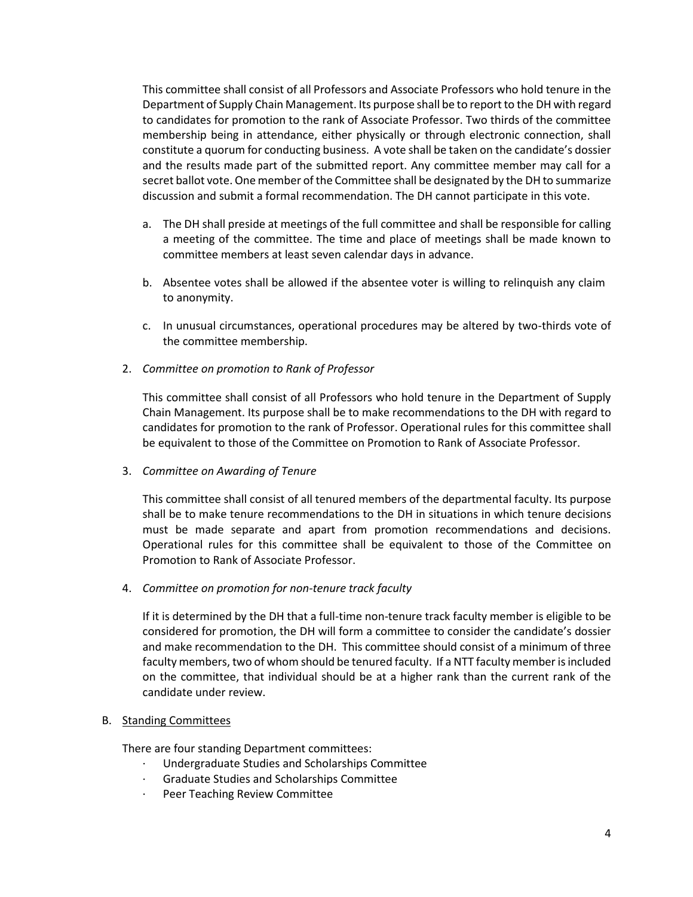This committee shall consist of all Professors and Associate Professors who hold tenure in the Department of Supply Chain Management. Its purpose shall be to report to the DH with regard to candidates for promotion to the rank of Associate Professor. Two thirds of the committee membership being in attendance, either physically or through electronic connection, shall constitute a quorum for conducting business. A vote shall be taken on the candidate's dossier and the results made part of the submitted report. Any committee member may call for a secret ballot vote. One member of the Committee shall be designated by the DH to summarize discussion and submit a formal recommendation. The DH cannot participate in this vote.

a. The DH shall preside at meetings of the full committee and shall be responsible for calling a meeting of the committee. The time and place of meetings shall be made known to committee members at least seven calendar days in advance.

b. Absentee votes shall be allowed if the absentee voter is willing to relinquish any claim to anonymity.

c. In unusual circumstances, operational procedures may be altered by two-thirds vote of the committee membership.

2. *Committee on promotion to Rank of Professor*

   This committee shall consist of all Professors who hold tenure in the Department of Supply Chain Management. Its purpose shall be to make recommendations to the DH with regard to candidates for promotion to the rank of Professor. Operational rules for this committee shall be equivalent to those of the Committee on Promotion to Rank of Associate Professor.

3. *Committee on Awarding of Tenure*

   This committee shall consist of all tenured members of the departmental faculty. Its purpose shall be to make tenure recommendations to the DH in situations in which tenure decisions must be made separate and apart from promotion recommendations and decisions. Operational rules for this committee shall be equivalent to those of the Committee on Promotion to Rank of Associate Professor.

4. *Committee on promotion for non-tenure track faculty*

   If it is determined by the DH that a full-time non-tenure track faculty member is eligible to be considered for promotion, the DH will form a committee to consider the candidate's dossier and make recommendation to the DH. This committee should consist of a minimum of three faculty members, two of whom should be tenured faculty. If a NTT faculty member is included on the committee, that individual should be at a higher rank than the current rank of the candidate under review.

B. <u>Standing Committees</u>

There are four standing Department committees:

- Undergraduate Studies and Scholarships Committee
- Graduate Studies and Scholarships Committee
- Peer Teaching Review Committee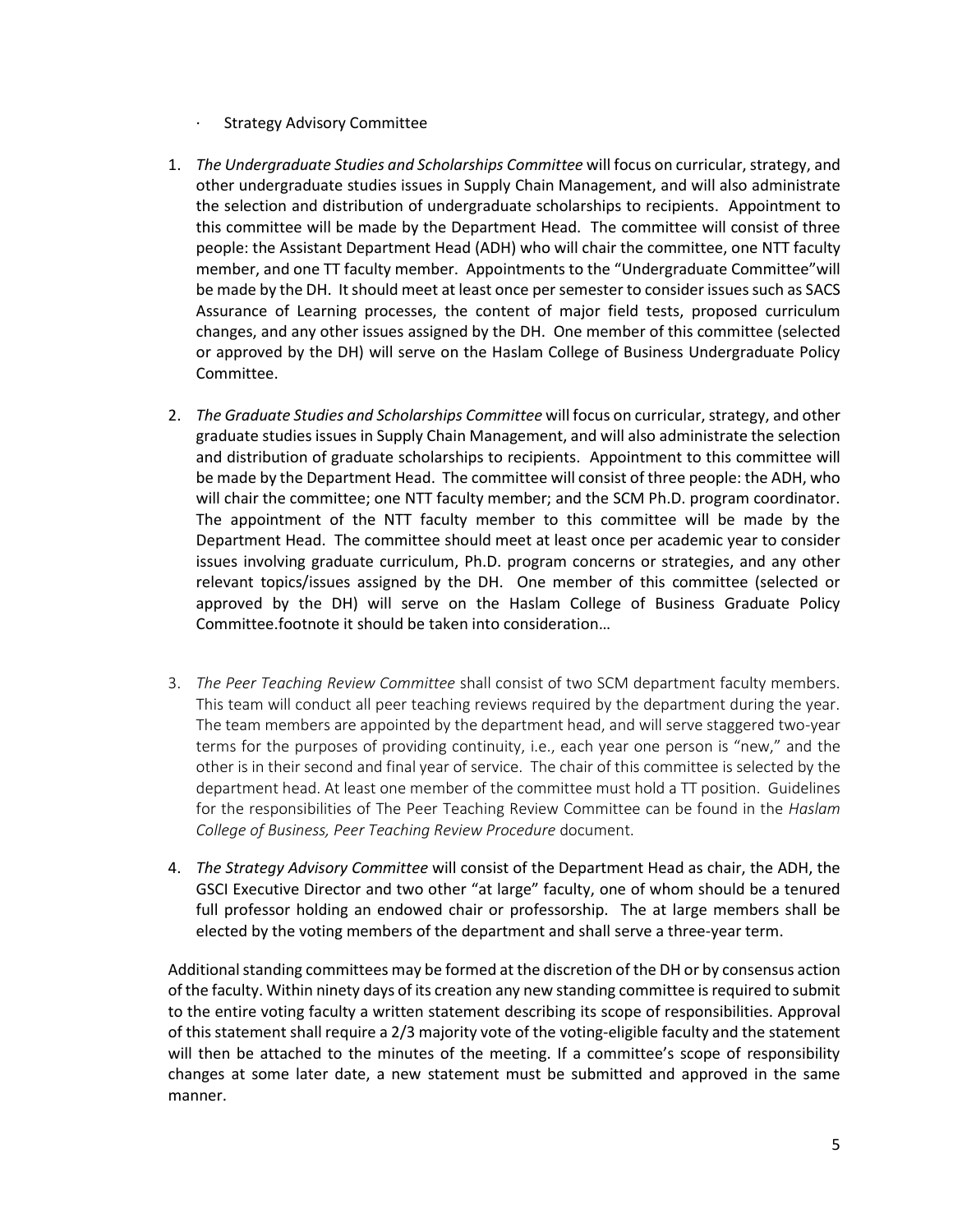- Strategy Advisory Committee

1. *The Undergraduate Studies and Scholarships Committee* will focus on curricular, strategy, and other undergraduate studies issues in Supply Chain Management, and will also administrate the selection and distribution of undergraduate scholarships to recipients. Appointment to this committee will be made by the Department Head. The committee will consist of three people: the Assistant Department Head (ADH) who will chair the committee, one NTT faculty member, and one TT faculty member. Appointments to the "Undergraduate Committee"will be made by the DH. It should meet at least once per semester to consider issues such as SACS Assurance of Learning processes, the content of major field tests, proposed curriculum changes, and any other issues assigned by the DH. One member of this committee (selected or approved by the DH) will serve on the Haslam College of Business Undergraduate Policy Committee.

2. *The Graduate Studies and Scholarships Committee* will focus on curricular, strategy, and other graduate studies issues in Supply Chain Management, and will also administrate the selection and distribution of graduate scholarships to recipients. Appointment to this committee will be made by the Department Head. The committee will consist of three people: the ADH, who will chair the committee; one NTT faculty member; and the SCM Ph.D. program coordinator. The appointment of the NTT faculty member to this committee will be made by the Department Head. The committee should meet at least once per academic year to consider issues involving graduate curriculum, Ph.D. program concerns or strategies, and any other relevant topics/issues assigned by the DH. One member of this committee (selected or approved by the DH) will serve on the Haslam College of Business Graduate Policy Committee.footnote it should be taken into consideration…

3. *The Peer Teaching Review Committee* shall consist of two SCM department faculty members. This team will conduct all peer teaching reviews required by the department during the year. The team members are appointed by the department head, and will serve staggered two-year terms for the purposes of providing continuity, i.e., each year one person is "new," and the other is in their second and final year of service. The chair of this committee is selected by the department head. At least one member of the committee must hold a TT position. Guidelines for the responsibilities of The Peer Teaching Review Committee can be found in the *Haslam College of Business, Peer Teaching Review Procedure* document.

4. *The Strategy Advisory Committee* will consist of the Department Head as chair, the ADH, the GSCI Executive Director and two other "at large" faculty, one of whom should be a tenured full professor holding an endowed chair or professorship. The at large members shall be elected by the voting members of the department and shall serve a three-year term.

Additional standing committees may be formed at the discretion of the DH or by consensus action of the faculty. Within ninety days of its creation any new standing committee is required to submit to the entire voting faculty a written statement describing its scope of responsibilities. Approval of this statement shall require a 2/3 majority vote of the voting-eligible faculty and the statement will then be attached to the minutes of the meeting. If a committee's scope of responsibility changes at some later date, a new statement must be submitted and approved in the same manner.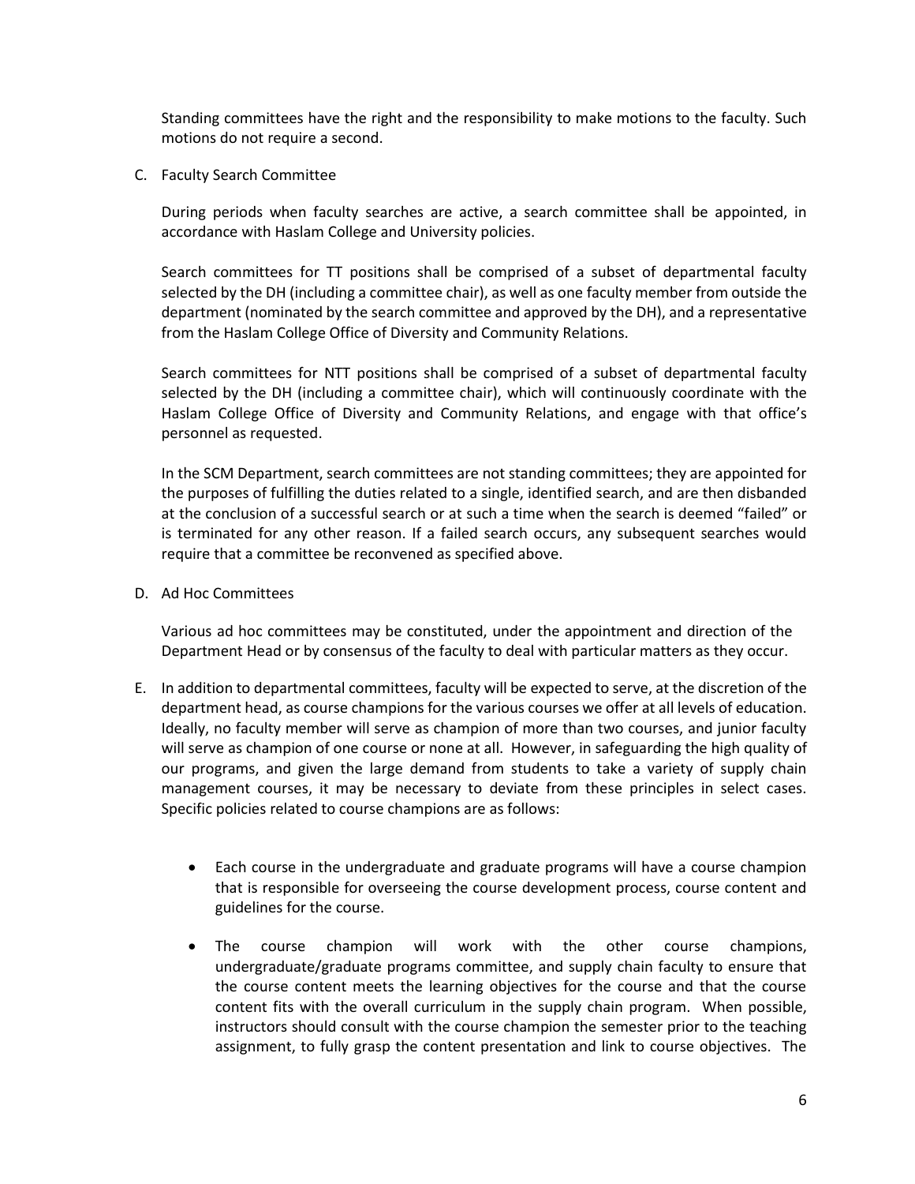Standing committees have the right and the responsibility to make motions to the faculty. Such motions do not require a second.

C. Faculty Search Committee

During periods when faculty searches are active, a search committee shall be appointed, in accordance with Haslam College and University policies.

Search committees for TT positions shall be comprised of a subset of departmental faculty selected by the DH (including a committee chair), as well as one faculty member from outside the department (nominated by the search committee and approved by the DH), and a representative from the Haslam College Office of Diversity and Community Relations.

Search committees for NTT positions shall be comprised of a subset of departmental faculty selected by the DH (including a committee chair), which will continuously coordinate with the Haslam College Office of Diversity and Community Relations, and engage with that office's personnel as requested.

In the SCM Department, search committees are not standing committees; they are appointed for the purposes of fulfilling the duties related to a single, identified search, and are then disbanded at the conclusion of a successful search or at such a time when the search is deemed "failed" or is terminated for any other reason. If a failed search occurs, any subsequent searches would require that a committee be reconvened as specified above.

D. Ad Hoc Committees

Various ad hoc committees may be constituted, under the appointment and direction of the Department Head or by consensus of the faculty to deal with particular matters as they occur.

E. In addition to departmental committees, faculty will be expected to serve, at the discretion of the department head, as course champions for the various courses we offer at all levels of education. Ideally, no faculty member will serve as champion of more than two courses, and junior faculty will serve as champion of one course or none at all. However, in safeguarding the high quality of our programs, and given the large demand from students to take a variety of supply chain management courses, it may be necessary to deviate from these principles in select cases. Specific policies related to course champions are as follows:

- Each course in the undergraduate and graduate programs will have a course champion that is responsible for overseeing the course development process, course content and guidelines for the course.
- The course champion will work with the other course champions, undergraduate/graduate programs committee, and supply chain faculty to ensure that the course content meets the learning objectives for the course and that the course content fits with the overall curriculum in the supply chain program. When possible, instructors should consult with the course champion the semester prior to the teaching assignment, to fully grasp the content presentation and link to course objectives. The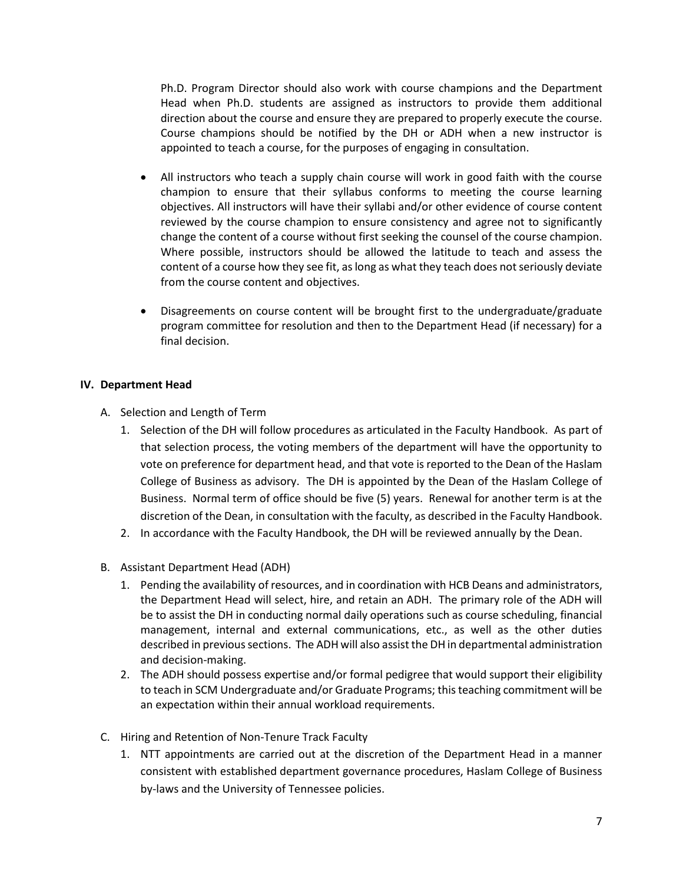Ph.D. Program Director should also work with course champions and the Department Head when Ph.D. students are assigned as instructors to provide them additional direction about the course and ensure they are prepared to properly execute the course. Course champions should be notified by the DH or ADH when a new instructor is appointed to teach a course, for the purposes of engaging in consultation.

- All instructors who teach a supply chain course will work in good faith with the course champion to ensure that their syllabus conforms to meeting the course learning objectives. All instructors will have their syllabi and/or other evidence of course content reviewed by the course champion to ensure consistency and agree not to significantly change the content of a course without first seeking the counsel of the course champion. Where possible, instructors should be allowed the latitude to teach and assess the content of a course how they see fit, as long as what they teach does not seriously deviate from the course content and objectives.

- Disagreements on course content will be brought first to the undergraduate/graduate program committee for resolution and then to the Department Head (if necessary) for a final decision.

## IV. Department Head

A. Selection and Length of Term

1. Selection of the DH will follow procedures as articulated in the Faculty Handbook. As part of that selection process, the voting members of the department will have the opportunity to vote on preference for department head, and that vote is reported to the Dean of the Haslam College of Business as advisory. The DH is appointed by the Dean of the Haslam College of Business. Normal term of office should be five (5) years. Renewal for another term is at the discretion of the Dean, in consultation with the faculty, as described in the Faculty Handbook.
2. In accordance with the Faculty Handbook, the DH will be reviewed annually by the Dean.

B. Assistant Department Head (ADH)

1. Pending the availability of resources, and in coordination with HCB Deans and administrators, the Department Head will select, hire, and retain an ADH. The primary role of the ADH will be to assist the DH in conducting normal daily operations such as course scheduling, financial management, internal and external communications, etc., as well as the other duties described in previous sections. The ADH will also assist the DH in departmental administration and decision-making.
2. The ADH should possess expertise and/or formal pedigree that would support their eligibility to teach in SCM Undergraduate and/or Graduate Programs; this teaching commitment will be an expectation within their annual workload requirements.

C. Hiring and Retention of Non-Tenure Track Faculty

1. NTT appointments are carried out at the discretion of the Department Head in a manner consistent with established department governance procedures, Haslam College of Business by-laws and the University of Tennessee policies.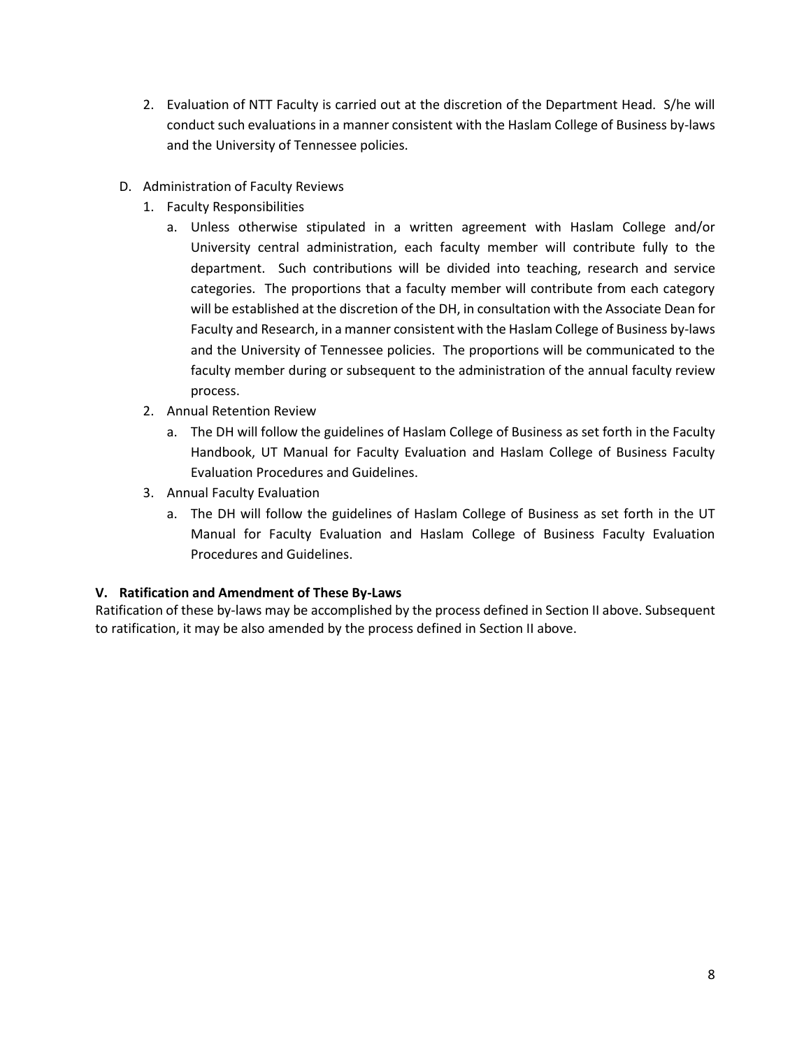2. Evaluation of NTT Faculty is carried out at the discretion of the Department Head. S/he will conduct such evaluations in a manner consistent with the Haslam College of Business by-laws and the University of Tennessee policies.

D. Administration of Faculty Reviews

1. Faculty Responsibilities
    a. Unless otherwise stipulated in a written agreement with Haslam College and/or University central administration, each faculty member will contribute fully to the department. Such contributions will be divided into teaching, research and service categories. The proportions that a faculty member will contribute from each category will be established at the discretion of the DH, in consultation with the Associate Dean for Faculty and Research, in a manner consistent with the Haslam College of Business by-laws and the University of Tennessee policies. The proportions will be communicated to the faculty member during or subsequent to the administration of the annual faculty review process.
2. Annual Retention Review
    a. The DH will follow the guidelines of Haslam College of Business as set forth in the Faculty Handbook, UT Manual for Faculty Evaluation and Haslam College of Business Faculty Evaluation Procedures and Guidelines.
3. Annual Faculty Evaluation
    a. The DH will follow the guidelines of Haslam College of Business as set forth in the UT Manual for Faculty Evaluation and Haslam College of Business Faculty Evaluation Procedures and Guidelines.

## V. Ratification and Amendment of These By-Laws

Ratification of these by-laws may be accomplished by the process defined in Section II above. Subsequent to ratification, it may be also amended by the process defined in Section II above.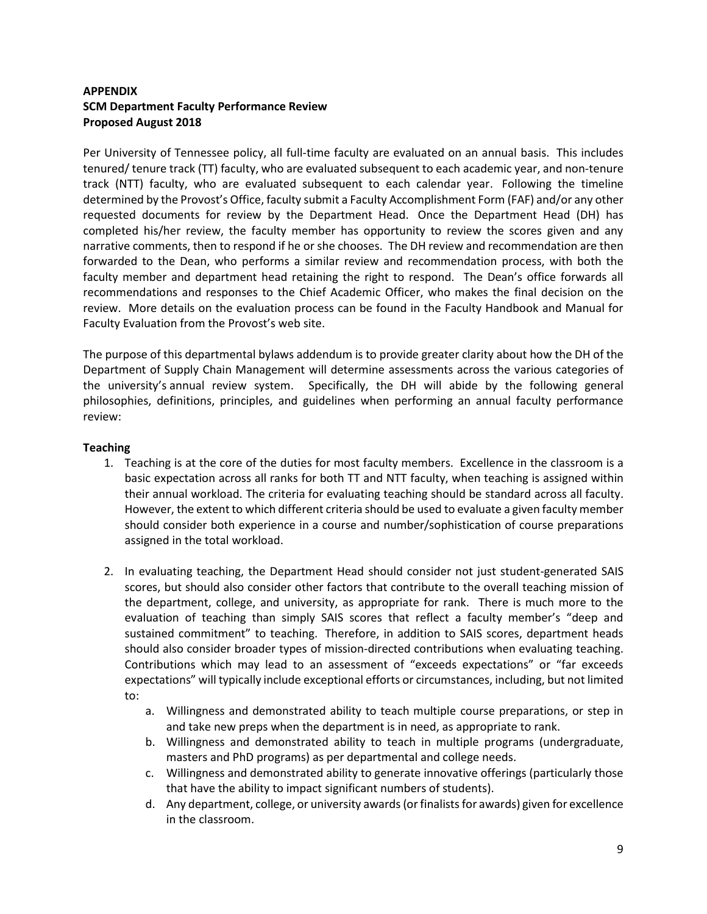**APPENDIX**
**SCM Department Faculty Performance Review**
**Proposed August 2018**

Per University of Tennessee policy, all full-time faculty are evaluated on an annual basis. This includes tenured/ tenure track (TT) faculty, who are evaluated subsequent to each academic year, and non-tenure track (NTT) faculty, who are evaluated subsequent to each calendar year. Following the timeline determined by the Provost's Office, faculty submit a Faculty Accomplishment Form (FAF) and/or any other requested documents for review by the Department Head. Once the Department Head (DH) has completed his/her review, the faculty member has opportunity to review the scores given and any narrative comments, then to respond if he or she chooses. The DH review and recommendation are then forwarded to the Dean, who performs a similar review and recommendation process, with both the faculty member and department head retaining the right to respond. The Dean's office forwards all recommendations and responses to the Chief Academic Officer, who makes the final decision on the review. More details on the evaluation process can be found in the Faculty Handbook and Manual for Faculty Evaluation from the Provost's web site.

The purpose of this departmental bylaws addendum is to provide greater clarity about how the DH of the Department of Supply Chain Management will determine assessments across the various categories of the university's annual review system. Specifically, the DH will abide by the following general philosophies, definitions, principles, and guidelines when performing an annual faculty performance review:

**Teaching**

1. Teaching is at the core of the duties for most faculty members. Excellence in the classroom is a basic expectation across all ranks for both TT and NTT faculty, when teaching is assigned within their annual workload. The criteria for evaluating teaching should be standard across all faculty. However, the extent to which different criteria should be used to evaluate a given faculty member should consider both experience in a course and number/sophistication of course preparations assigned in the total workload.

2. In evaluating teaching, the Department Head should consider not just student-generated SAIS scores, but should also consider other factors that contribute to the overall teaching mission of the department, college, and university, as appropriate for rank. There is much more to the evaluation of teaching than simply SAIS scores that reflect a faculty member's "deep and sustained commitment" to teaching. Therefore, in addition to SAIS scores, department heads should also consider broader types of mission-directed contributions when evaluating teaching. Contributions which may lead to an assessment of "exceeds expectations" or "far exceeds expectations" will typically include exceptional efforts or circumstances, including, but not limited to:
   a. Willingness and demonstrated ability to teach multiple course preparations, or step in and take new preps when the department is in need, as appropriate to rank.
   b. Willingness and demonstrated ability to teach in multiple programs (undergraduate, masters and PhD programs) as per departmental and college needs.
   c. Willingness and demonstrated ability to generate innovative offerings (particularly those that have the ability to impact significant numbers of students).
   d. Any department, college, or university awards (or finalists for awards) given for excellence in the classroom.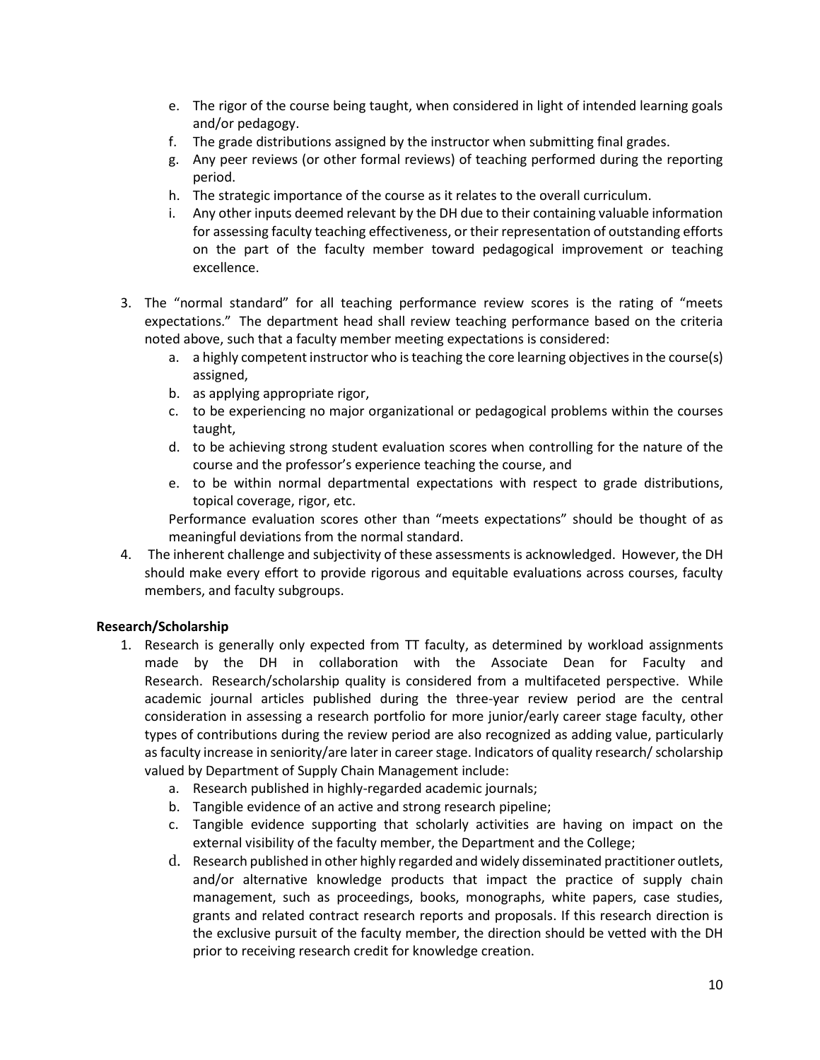e. The rigor of the course being taught, when considered in light of intended learning goals and/or pedagogy.
   f. The grade distributions assigned by the instructor when submitting final grades.
   g. Any peer reviews (or other formal reviews) of teaching performed during the reporting period.
   h. The strategic importance of the course as it relates to the overall curriculum.
   i. Any other inputs deemed relevant by the DH due to their containing valuable information for assessing faculty teaching effectiveness, or their representation of outstanding efforts on the part of the faculty member toward pedagogical improvement or teaching excellence.

3. The "normal standard" for all teaching performance review scores is the rating of "meets expectations." The department head shall review teaching performance based on the criteria noted above, such that a faculty member meeting expectations is considered:
   a. a highly competent instructor who is teaching the core learning objectives in the course(s) assigned,
   b. as applying appropriate rigor,
   c. to be experiencing no major organizational or pedagogical problems within the courses taught,
   d. to be achieving strong student evaluation scores when controlling for the nature of the course and the professor's experience teaching the course, and
   e. to be within normal departmental expectations with respect to grade distributions, topical coverage, rigor, etc.

   Performance evaluation scores other than "meets expectations" should be thought of as meaningful deviations from the normal standard.
4. The inherent challenge and subjectivity of these assessments is acknowledged. However, the DH should make every effort to provide rigorous and equitable evaluations across courses, faculty members, and faculty subgroups.

**Research/Scholarship**

1. Research is generally only expected from TT faculty, as determined by workload assignments made by the DH in collaboration with the Associate Dean for Faculty and Research. Research/scholarship quality is considered from a multifaceted perspective. While academic journal articles published during the three-year review period are the central consideration in assessing a research portfolio for more junior/early career stage faculty, other types of contributions during the review period are also recognized as adding value, particularly as faculty increase in seniority/are later in career stage. Indicators of quality research/ scholarship valued by Department of Supply Chain Management include:
   a. Research published in highly-regarded academic journals;
   b. Tangible evidence of an active and strong research pipeline;
   c. Tangible evidence supporting that scholarly activities are having on impact on the external visibility of the faculty member, the Department and the College;
   d. Research published in other highly regarded and widely disseminated practitioner outlets, and/or alternative knowledge products that impact the practice of supply chain management, such as proceedings, books, monographs, white papers, case studies, grants and related contract research reports and proposals. If this research direction is the exclusive pursuit of the faculty member, the direction should be vetted with the DH prior to receiving research credit for knowledge creation.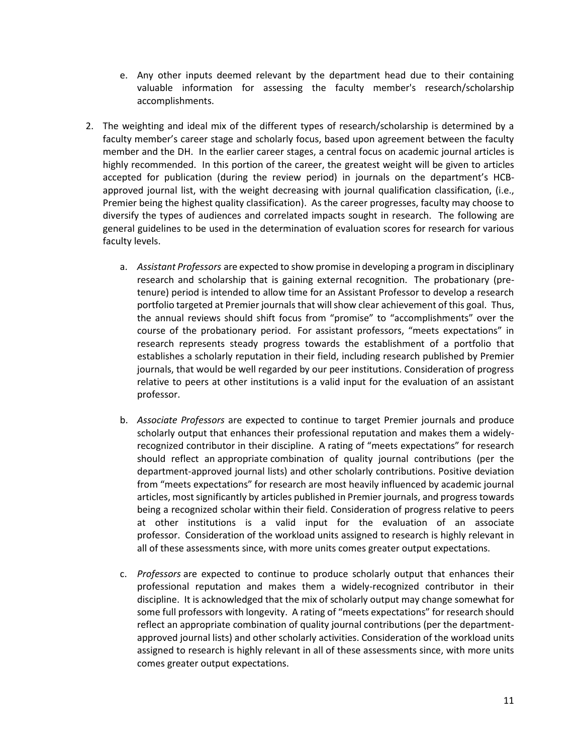e. Any other inputs deemed relevant by the department head due to their containing valuable information for assessing the faculty member's research/scholarship accomplishments.

2. The weighting and ideal mix of the different types of research/scholarship is determined by a faculty member's career stage and scholarly focus, based upon agreement between the faculty member and the DH. In the earlier career stages, a central focus on academic journal articles is highly recommended. In this portion of the career, the greatest weight will be given to articles accepted for publication (during the review period) in journals on the department's HCB-approved journal list, with the weight decreasing with journal qualification classification, (i.e., Premier being the highest quality classification). As the career progresses, faculty may choose to diversify the types of audiences and correlated impacts sought in research. The following are general guidelines to be used in the determination of evaluation scores for research for various faculty levels.

   a. *Assistant Professors* are expected to show promise in developing a program in disciplinary research and scholarship that is gaining external recognition. The probationary (pre-tenure) period is intended to allow time for an Assistant Professor to develop a research portfolio targeted at Premier journals that will show clear achievement of this goal. Thus, the annual reviews should shift focus from "promise" to "accomplishments" over the course of the probationary period. For assistant professors, "meets expectations" in research represents steady progress towards the establishment of a portfolio that establishes a scholarly reputation in their field, including research published by Premier journals, that would be well regarded by our peer institutions. Consideration of progress relative to peers at other institutions is a valid input for the evaluation of an assistant professor.

   b. *Associate Professors* are expected to continue to target Premier journals and produce scholarly output that enhances their professional reputation and makes them a widely-recognized contributor in their discipline. A rating of "meets expectations" for research should reflect an appropriate combination of quality journal contributions (per the department-approved journal lists) and other scholarly contributions. Positive deviation from "meets expectations" for research are most heavily influenced by academic journal articles, most significantly by articles published in Premier journals, and progress towards being a recognized scholar within their field. Consideration of progress relative to peers at other institutions is a valid input for the evaluation of an associate professor. Consideration of the workload units assigned to research is highly relevant in all of these assessments since, with more units comes greater output expectations.

   c. *Professors* are expected to continue to produce scholarly output that enhances their professional reputation and makes them a widely-recognized contributor in their discipline. It is acknowledged that the mix of scholarly output may change somewhat for some full professors with longevity. A rating of "meets expectations" for research should reflect an appropriate combination of quality journal contributions (per the department-approved journal lists) and other scholarly activities. Consideration of the workload units assigned to research is highly relevant in all of these assessments since, with more units comes greater output expectations.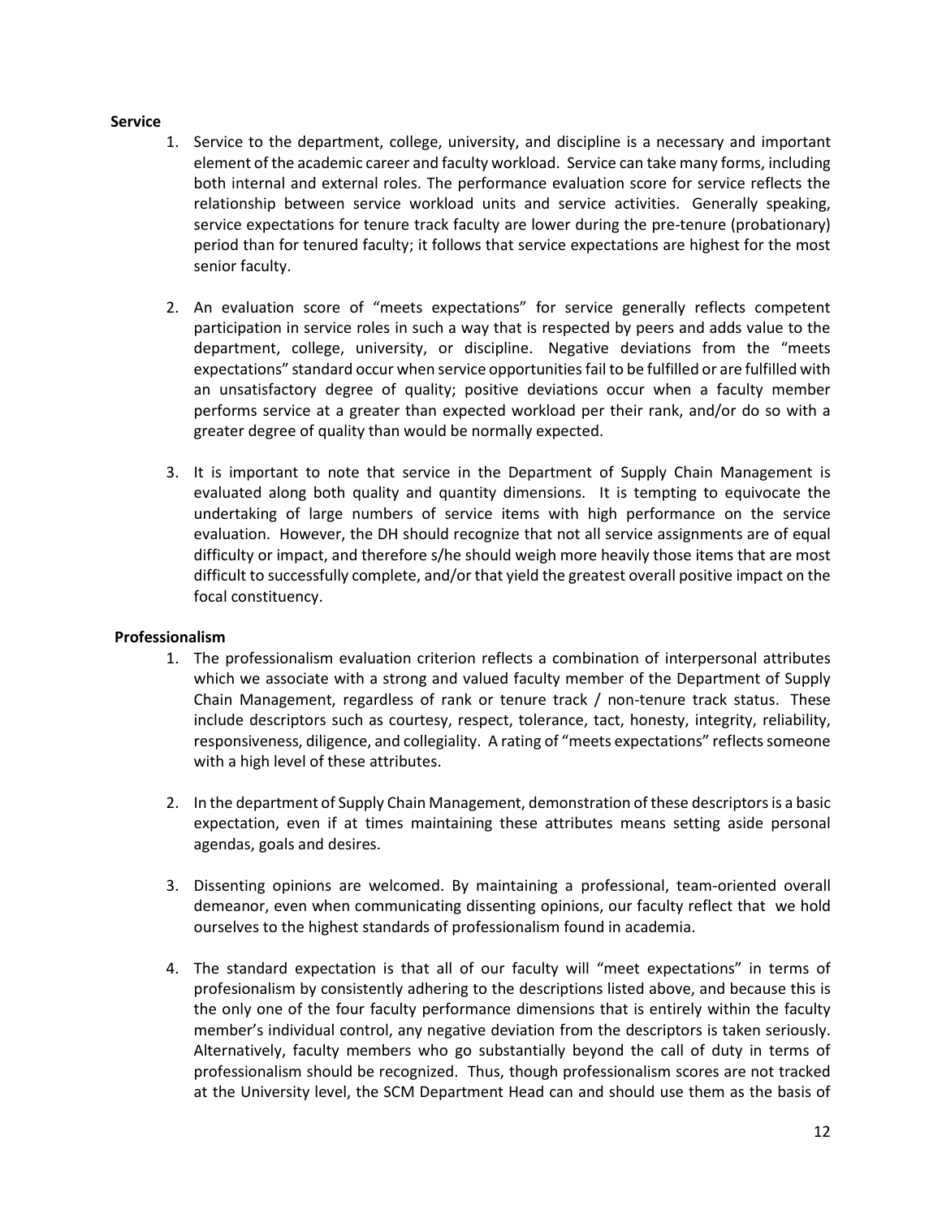**Service**

1. Service to the department, college, university, and discipline is a necessary and important element of the academic career and faculty workload. Service can take many forms, including both internal and external roles. The performance evaluation score for service reflects the relationship between service workload units and service activities. Generally speaking, service expectations for tenure track faculty are lower during the pre-tenure (probationary) period than for tenured faculty; it follows that service expectations are highest for the most senior faculty.

2. An evaluation score of "meets expectations" for service generally reflects competent participation in service roles in such a way that is respected by peers and adds value to the department, college, university, or discipline. Negative deviations from the "meets expectations" standard occur when service opportunities fail to be fulfilled or are fulfilled with an unsatisfactory degree of quality; positive deviations occur when a faculty member performs service at a greater than expected workload per their rank, and/or do so with a greater degree of quality than would be normally expected.

3. It is important to note that service in the Department of Supply Chain Management is evaluated along both quality and quantity dimensions. It is tempting to equivocate the undertaking of large numbers of service items with high performance on the service evaluation. However, the DH should recognize that not all service assignments are of equal difficulty or impact, and therefore s/he should weigh more heavily those items that are most difficult to successfully complete, and/or that yield the greatest overall positive impact on the focal constituency.

**Professionalism**

1. The professionalism evaluation criterion reflects a combination of interpersonal attributes which we associate with a strong and valued faculty member of the Department of Supply Chain Management, regardless of rank or tenure track / non-tenure track status. These include descriptors such as courtesy, respect, tolerance, tact, honesty, integrity, reliability, responsiveness, diligence, and collegiality. A rating of "meets expectations" reflects someone with a high level of these attributes.

2. In the department of Supply Chain Management, demonstration of these descriptors is a basic expectation, even if at times maintaining these attributes means setting aside personal agendas, goals and desires.

3. Dissenting opinions are welcomed. By maintaining a professional, team-oriented overall demeanor, even when communicating dissenting opinions, our faculty reflect that we hold ourselves to the highest standards of professionalism found in academia.

4. The standard expectation is that all of our faculty will "meet expectations" in terms of profesionalism by consistently adhering to the descriptions listed above, and because this is the only one of the four faculty performance dimensions that is entirely within the faculty member's individual control, any negative deviation from the descriptors is taken seriously. Alternatively, faculty members who go substantially beyond the call of duty in terms of professionalism should be recognized. Thus, though professionalism scores are not tracked at the University level, the SCM Department Head can and should use them as the basis of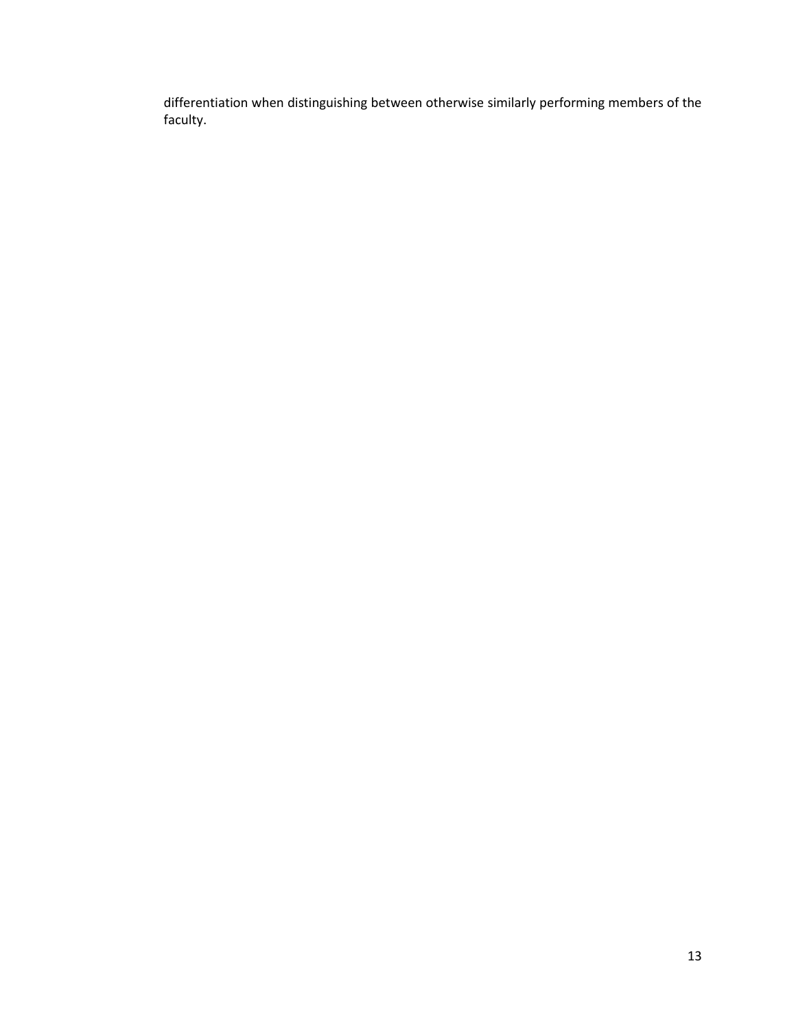differentiation when distinguishing between otherwise similarly performing members of the faculty.